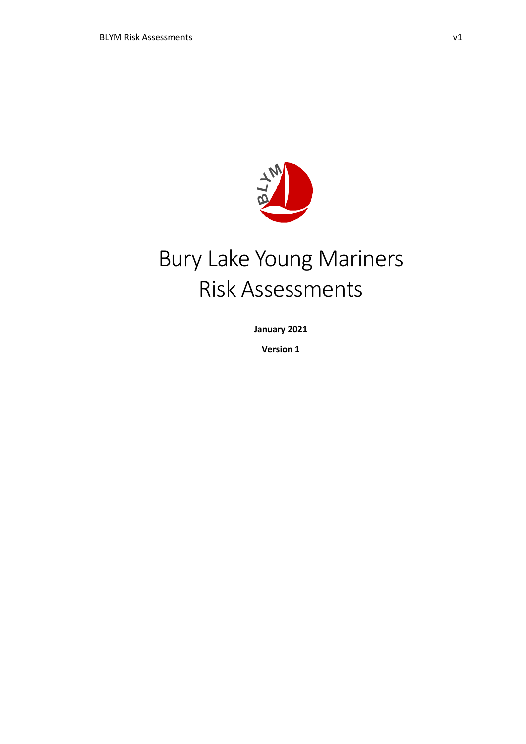# Bury Lake Young Mariners Risk Assessments

**January 2021**

**Version 1**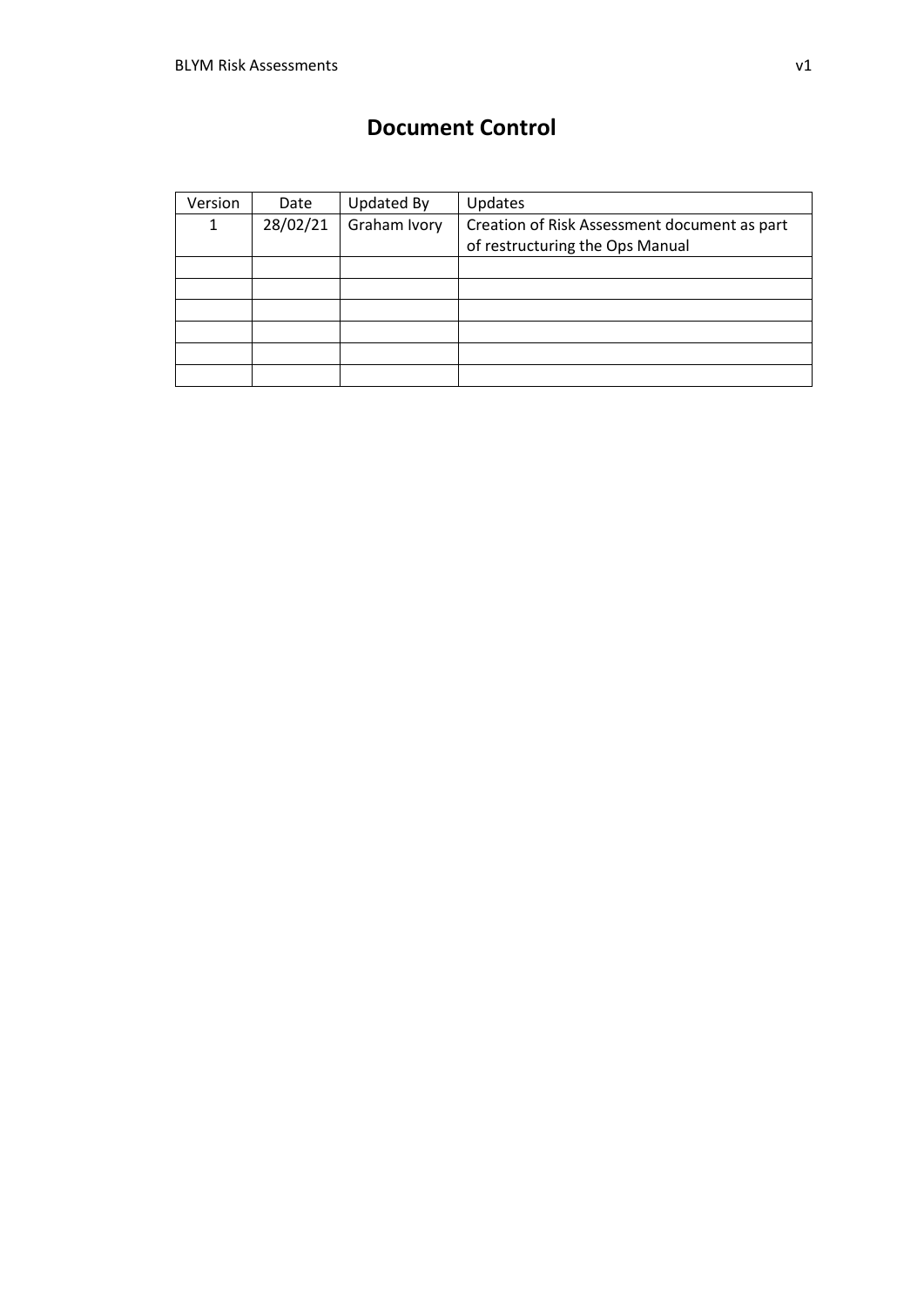# Document Control

| Version | Date | Updated By | Updates |
| --- | --- | --- | --- |
| 1 | 28/02/21 | Graham Ivory | Creation of Risk Assessment document as part of restructuring the Ops Manual |
| | | | |
| | | | |
| | | | |
| | | | |
| | | | |
| | | | |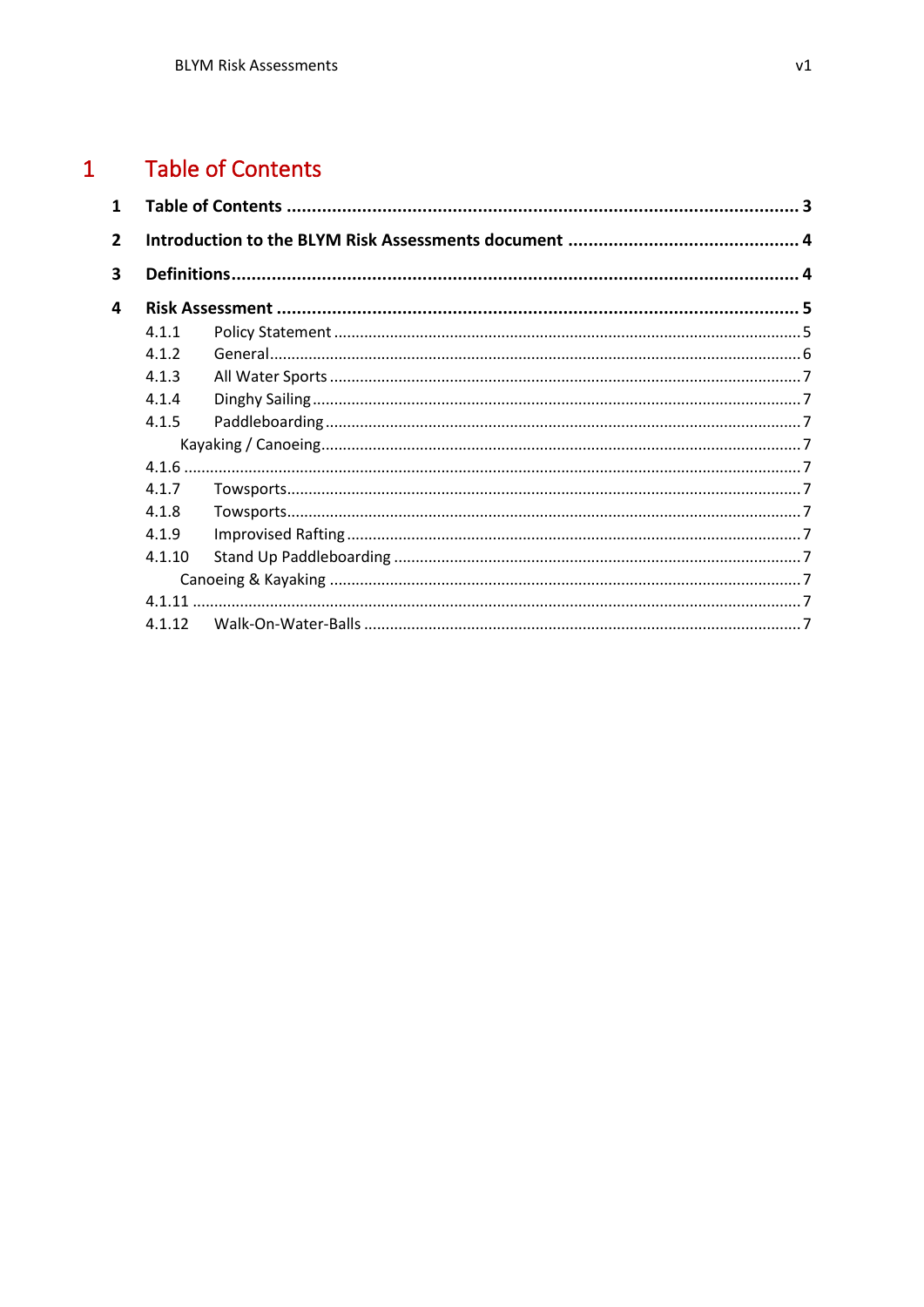# 1 Table of Contents

**1 Table of Contents ........................................................................................................ 3**

**2 Introduction to the BLYM Risk Assessments document ............................................. 4**

**3 Definitions.................................................................................................................. 4**

**4 Risk Assessment ........................................................................................................ 5**

4.1.1 Policy Statement ........................................................................................................... 5

4.1.2 General.......................................................................................................................... 6

4.1.3 All Water Sports ............................................................................................................ 7

4.1.4 Dinghy Sailing ................................................................................................................ 7

4.1.5 Paddleboarding ............................................................................................................. 7

Kayaking / Canoeing............................................................................................................... 7

4.1.6 .............................................................................................................................. 7

4.1.7 Towsports...................................................................................................................... 7

4.1.8 Towsports...................................................................................................................... 7

4.1.9 Improvised Rafting ........................................................................................................ 7

4.1.10 Stand Up Paddleboarding ............................................................................................. 7

Canoeing & Kayaking ............................................................................................................. 7

4.1.11 ............................................................................................................................. 7

4.1.12 Walk-On-Water-Balls .................................................................................................... 7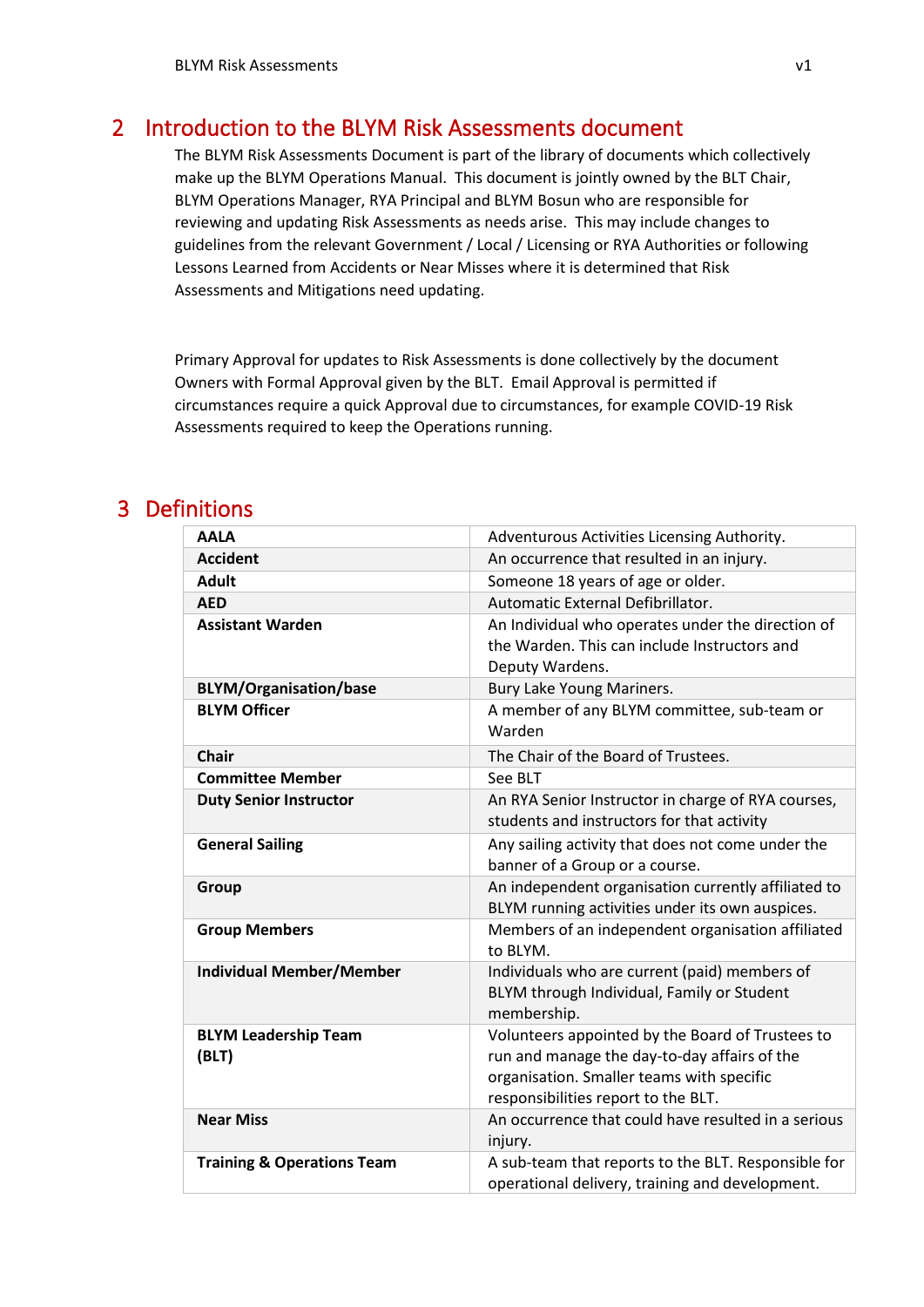## 2 Introduction to the BLYM Risk Assessments document

The BLYM Risk Assessments Document is part of the library of documents which collectively make up the BLYM Operations Manual. This document is jointly owned by the BLT Chair, BLYM Operations Manager, RYA Principal and BLYM Bosun who are responsible for reviewing and updating Risk Assessments as needs arise. This may include changes to guidelines from the relevant Government / Local / Licensing or RYA Authorities or following Lessons Learned from Accidents or Near Misses where it is determined that Risk Assessments and Mitigations need updating.

Primary Approval for updates to Risk Assessments is done collectively by the document Owners with Formal Approval given by the BLT. Email Approval is permitted if circumstances require a quick Approval due to circumstances, for example COVID-19 Risk Assessments required to keep the Operations running.

## 3 Definitions

| Term | Definition |
|---|---|
| **AALA** | Adventurous Activities Licensing Authority. |
| **Accident** | An occurrence that resulted in an injury. |
| **Adult** | Someone 18 years of age or older. |
| **AED** | Automatic External Defibrillator. |
| **Assistant Warden** | An Individual who operates under the direction of the Warden. This can include Instructors and Deputy Wardens. |
| **BLYM/Organisation/base** | Bury Lake Young Mariners. |
| **BLYM Officer** | A member of any BLYM committee, sub-team or Warden |
| **Chair** | The Chair of the Board of Trustees. |
| **Committee Member** | See BLT |
| **Duty Senior Instructor** | An RYA Senior Instructor in charge of RYA courses, students and instructors for that activity |
| **General Sailing** | Any sailing activity that does not come under the banner of a Group or a course. |
| **Group** | An independent organisation currently affiliated to BLYM running activities under its own auspices. |
| **Group Members** | Members of an independent organisation affiliated to BLYM. |
| **Individual Member/Member** | Individuals who are current (paid) members of BLYM through Individual, Family or Student membership. |
| **BLYM Leadership Team (BLT)** | Volunteers appointed by the Board of Trustees to run and manage the day-to-day affairs of the organisation. Smaller teams with specific responsibilities report to the BLT. |
| **Near Miss** | An occurrence that could have resulted in a serious injury. |
| **Training & Operations Team** | A sub-team that reports to the BLT. Responsible for operational delivery, training and development. |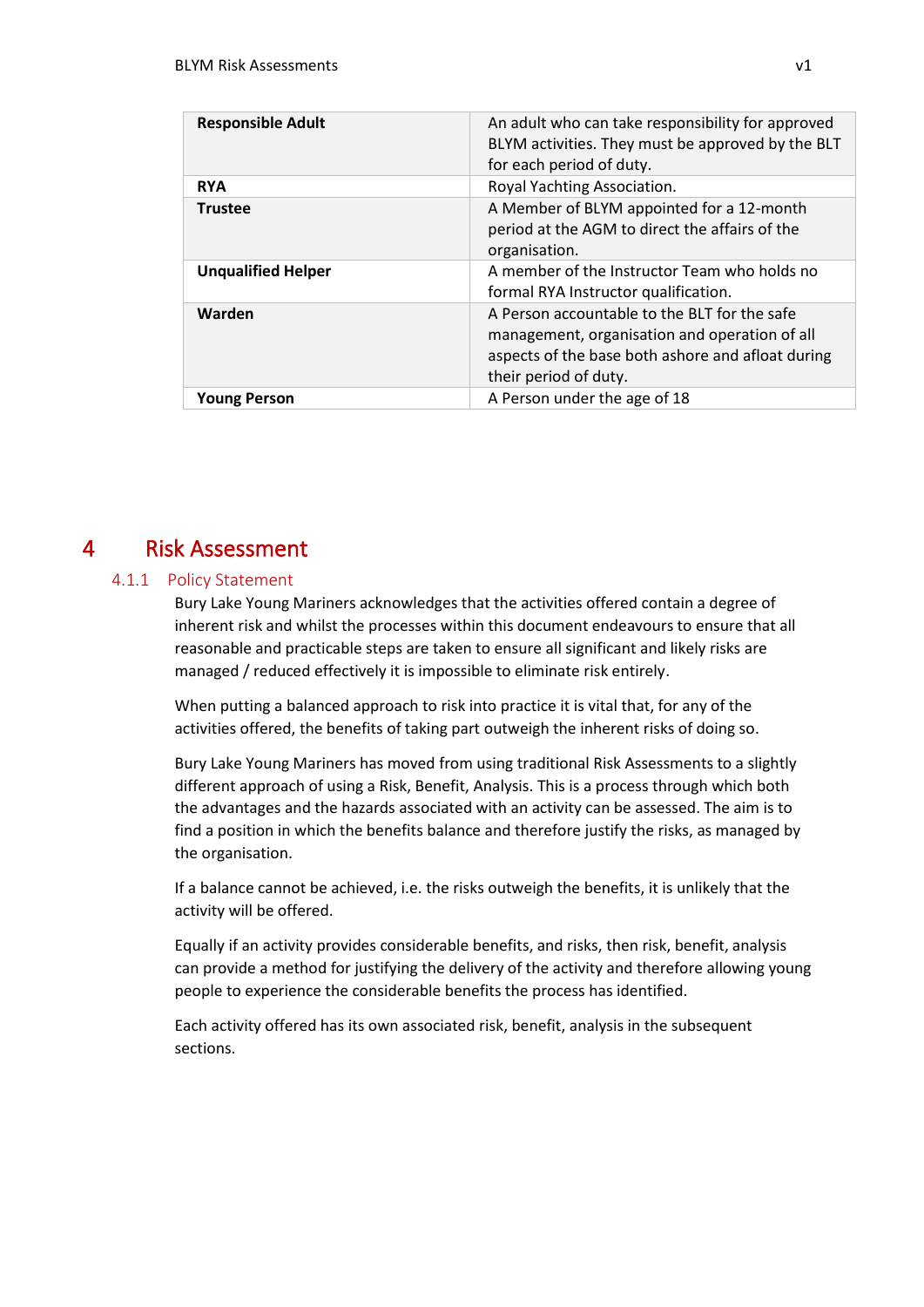| | |
|---|---|
| **Responsible Adult** | An adult who can take responsibility for approved BLYM activities. They must be approved by the BLT for each period of duty. |
| **RYA** | Royal Yachting Association. |
| **Trustee** | A Member of BLYM appointed for a 12-month period at the AGM to direct the affairs of the organisation. |
| **Unqualified Helper** | A member of the Instructor Team who holds no formal RYA Instructor qualification. |
| **Warden** | A Person accountable to the BLT for the safe management, organisation and operation of all aspects of the base both ashore and afloat during their period of duty. |
| **Young Person** | A Person under the age of 18 |

# 4 Risk Assessment

### 4.1.1 Policy Statement

Bury Lake Young Mariners acknowledges that the activities offered contain a degree of inherent risk and whilst the processes within this document endeavours to ensure that all reasonable and practicable steps are taken to ensure all significant and likely risks are managed / reduced effectively it is impossible to eliminate risk entirely.

When putting a balanced approach to risk into practice it is vital that, for any of the activities offered, the benefits of taking part outweigh the inherent risks of doing so.

Bury Lake Young Mariners has moved from using traditional Risk Assessments to a slightly different approach of using a Risk, Benefit, Analysis. This is a process through which both the advantages and the hazards associated with an activity can be assessed. The aim is to find a position in which the benefits balance and therefore justify the risks, as managed by the organisation.

If a balance cannot be achieved, i.e. the risks outweigh the benefits, it is unlikely that the activity will be offered.

Equally if an activity provides considerable benefits, and risks, then risk, benefit, analysis can provide a method for justifying the delivery of the activity and therefore allowing young people to experience the considerable benefits the process has identified.

Each activity offered has its own associated risk, benefit, analysis in the subsequent sections.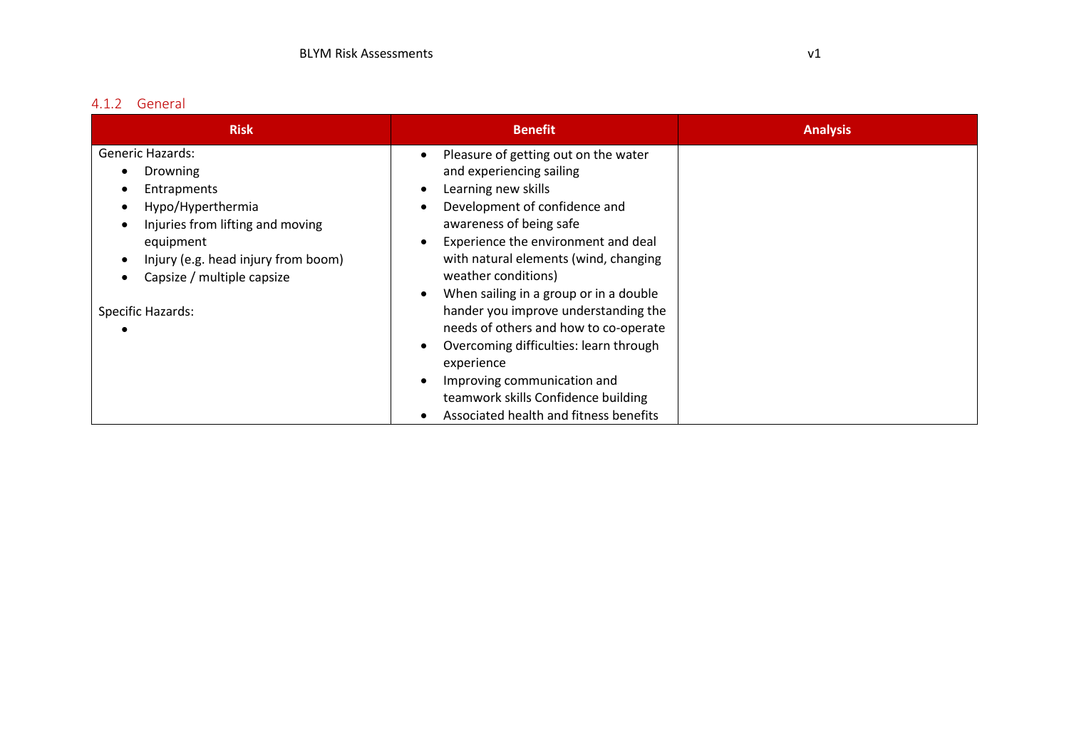### 4.1.2 General

| Risk | Benefit | Analysis |
|---|---|---|
| Generic Hazards:<br>• Drowning<br>• Entrapments<br>• Hypo/Hyperthermia<br>• Injuries from lifting and moving equipment<br>• Injury (e.g. head injury from boom)<br>• Capsize / multiple capsize<br><br>Specific Hazards:<br>• | • Pleasure of getting out on the water and experiencing sailing<br>• Learning new skills<br>• Development of confidence and awareness of being safe<br>• Experience the environment and deal with natural elements (wind, changing weather conditions)<br>• When sailing in a group or in a double hander you improve understanding the needs of others and how to co-operate<br>• Overcoming difficulties: learn through experience<br>• Improving communication and teamwork skills Confidence building<br>• Associated health and fitness benefits | |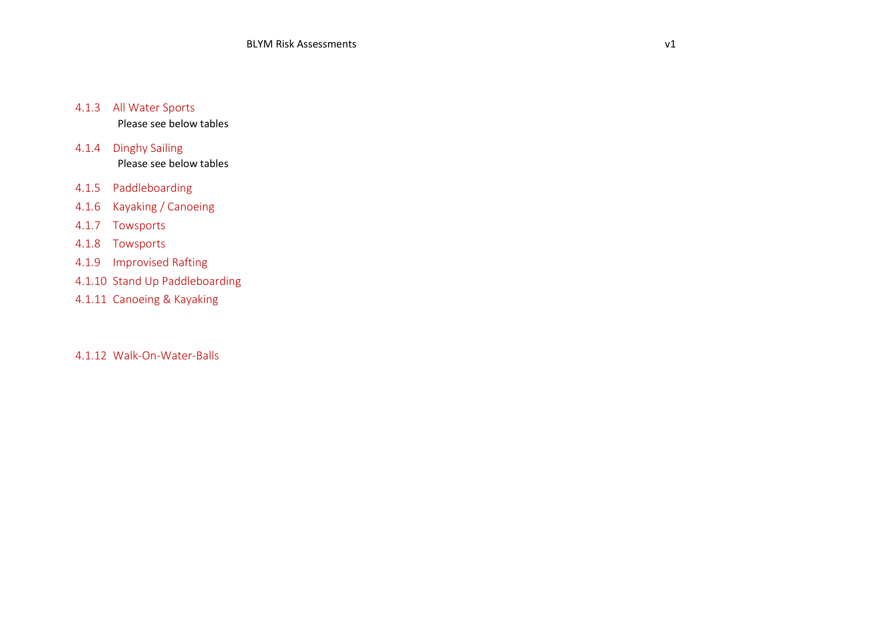### 4.1.3 All Water Sports

Please see below tables

### 4.1.4 Dinghy Sailing

Please see below tables

### 4.1.5 Paddleboarding

### 4.1.6 Kayaking / Canoeing

### 4.1.7 Towsports

### 4.1.8 Towsports

### 4.1.9 Improvised Rafting

### 4.1.10 Stand Up Paddleboarding

### 4.1.11 Canoeing & Kayaking

### 4.1.12 Walk-On-Water-Balls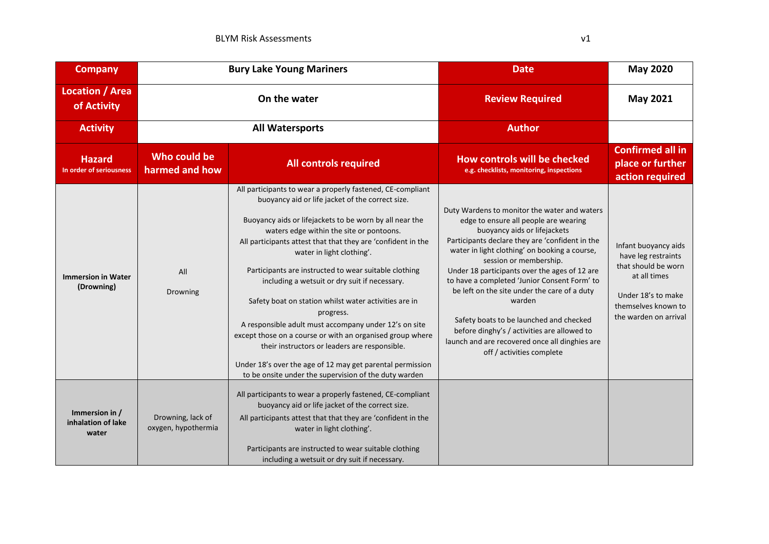| Company | Bury Lake Young Mariners | | Date | May 2020 |
|---|---|---|---|---|
| Location / Area of Activity | On the water | | Review Required | May 2021 |
| Activity | All Watersports | | Author | |
| Hazard<br>In order of seriousness | Who could be harmed and how | All controls required | How controls will be checked<br>e.g. checklists, monitoring, inspections | Confirmed all in place or further action required |
| **Immersion in Water (Drowning)** | All<br><br>Drowning | All participants to wear a properly fastened, CE-compliant buoyancy aid or life jacket of the correct size.<br><br>Buoyancy aids or lifejackets to be worn by all near the waters edge within the site or pontoons.<br>All participants attest that that they are 'confident in the water in light clothing'.<br><br>Participants are instructed to wear suitable clothing including a wetsuit or dry suit if necessary.<br><br>Safety boat on station whilst water activities are in progress.<br>A responsible adult must accompany under 12's on site except those on a course or with an organised group where their instructors or leaders are responsible.<br><br>Under 18's over the age of 12 may get parental permission to be onsite under the supervision of the duty warden | Duty Wardens to monitor the water and waters edge to ensure all people are wearing buoyancy aids or lifejackets<br>Participants declare they are 'confident in the water in light clothing' on booking a course, session or membership.<br>Under 18 participants over the ages of 12 are to have a completed 'Junior Consent Form' to be left on the site under the care of a duty warden<br><br>Safety boats to be launched and checked before dinghy's / activities are allowed to launch and are recovered once all dinghies are off / activities complete | Infant buoyancy aids have leg restraints that should be worn at all times<br><br>Under 18's to make themselves known to the warden on arrival |
| **Immersion in / inhalation of lake water** | Drowning, lack of oxygen, hypothermia | All participants to wear a properly fastened, CE-compliant buoyancy aid or life jacket of the correct size.<br>All participants attest that that they are 'confident in the water in light clothing'.<br><br>Participants are instructed to wear suitable clothing including a wetsuit or dry suit if necessary. | | |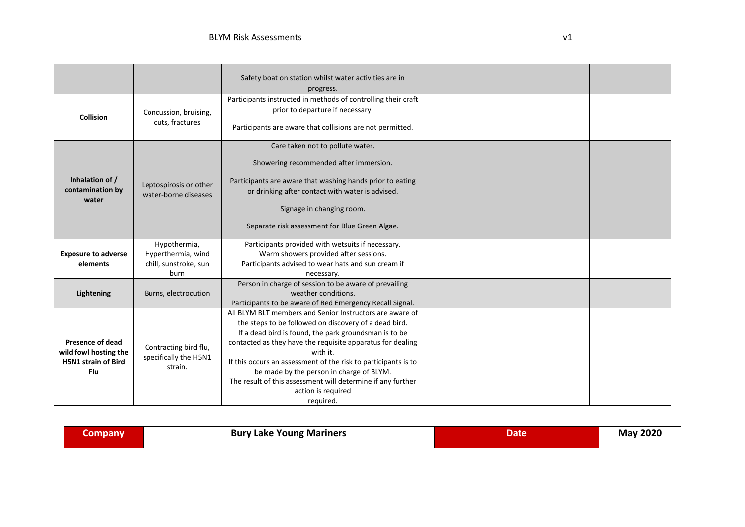| | | | | |
|---|---|---|---|---|
| | | Safety boat on station whilst water activities are in progress. | | |
| **Collision** | Concussion, bruising, cuts, fractures | Participants instructed in methods of controlling their craft prior to departure if necessary.<br><br>Participants are aware that collisions are not permitted. | | |
| **Inhalation of / contamination by water** | Leptospirosis or other water-borne diseases | Care taken not to pollute water.<br><br>Showering recommended after immersion.<br><br>Participants are aware that washing hands prior to eating or drinking after contact with water is advised.<br><br>Signage in changing room.<br><br>Separate risk assessment for Blue Green Algae. | | |
| **Exposure to adverse elements** | Hypothermia, Hyperthermia, wind chill, sunstroke, sun burn | Participants provided with wetsuits if necessary.<br>Warm showers provided after sessions.<br>Participants advised to wear hats and sun cream if necessary. | | |
| **Lightening** | Burns, electrocution | Person in charge of session to be aware of prevailing weather conditions.<br>Participants to be aware of Red Emergency Recall Signal. | | |
| **Presence of dead wild fowl hosting the H5N1 strain of Bird Flu** | Contracting bird flu, specifically the H5N1 strain. | All BLYM BLT members and Senior Instructors are aware of the steps to be followed on discovery of a dead bird.<br>If a dead bird is found, the park groundsman is to be contacted as they have the requisite apparatus for dealing with it.<br>If this occurs an assessment of the risk to participants is to be made by the person in charge of BLYM.<br>The result of this assessment will determine if any further action is required<br>required. | | |

| **Company** | **Bury Lake Young Mariners** | **Date** | **May 2020** |
|---|---|---|---|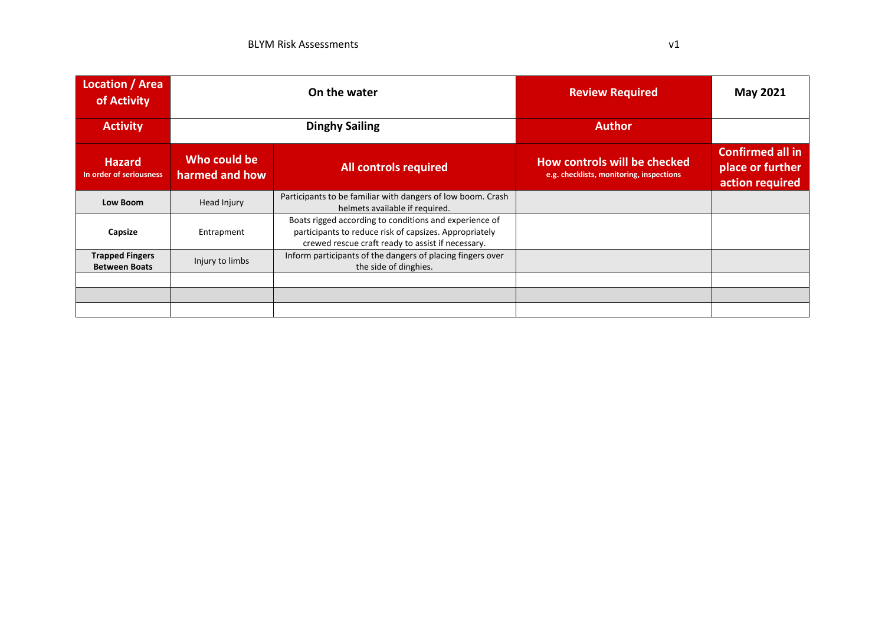| Location / Area of Activity | On the water | | Review Required | May 2021 |
|---|---|---|---|---|
| **Activity** | **Dinghy Sailing** | | **Author** | |
| **Hazard** In order of seriousness | **Who could be harmed and how** | **All controls required** | **How controls will be checked** e.g. checklists, monitoring, inspections | **Confirmed all in place or further action required** |
| **Low Boom** | Head Injury | Participants to be familiar with dangers of low boom. Crash helmets available if required. | | |
| **Capsize** | Entrapment | Boats rigged according to conditions and experience of participants to reduce risk of capsizes. Appropriately crewed rescue craft ready to assist if necessary. | | |
| **Trapped Fingers Between Boats** | Injury to limbs | Inform participants of the dangers of placing fingers over the side of dinghies. | | |
| | | | | |
| | | | | |
| | | | | |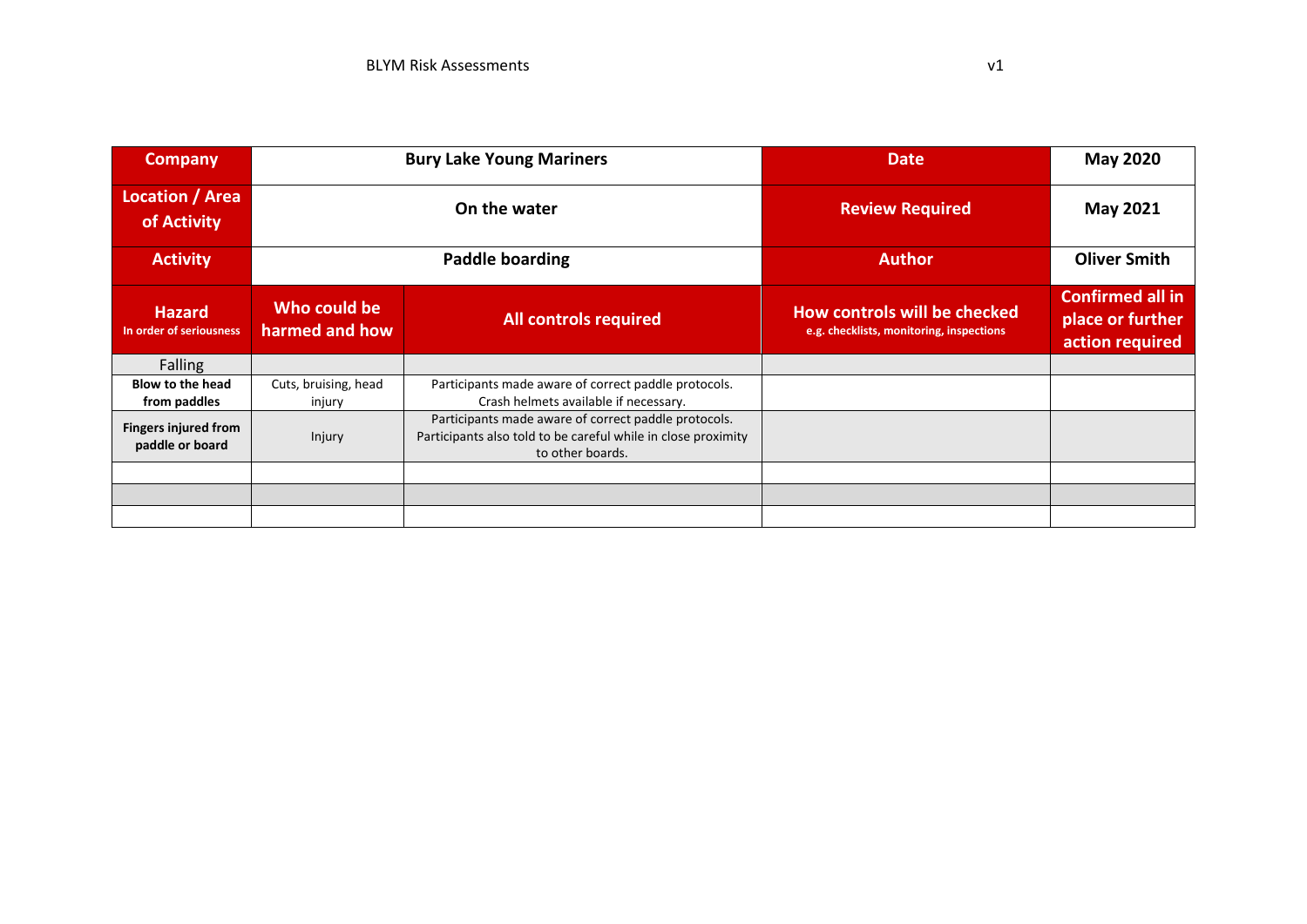| Company | Bury Lake Young Mariners | | Date | May 2020 |
|---|---|---|---|---|
| Location / Area of Activity | On the water | | Review Required | May 2021 |
| Activity | Paddle boarding | | Author | Oliver Smith |
| **Hazard** In order of seriousness | **Who could be harmed and how** | **All controls required** | **How controls will be checked** e.g. checklists, monitoring, inspections | **Confirmed all in place or further action required** |
| Falling | | | | |
| **Blow to the head from paddles** | Cuts, bruising, head injury | Participants made aware of correct paddle protocols. Crash helmets available if necessary. | | |
| **Fingers injured from paddle or board** | Injury | Participants made aware of correct paddle protocols. Participants also told to be careful while in close proximity to other boards. | | |
| | | | | |
| | | | | |
| | | | | |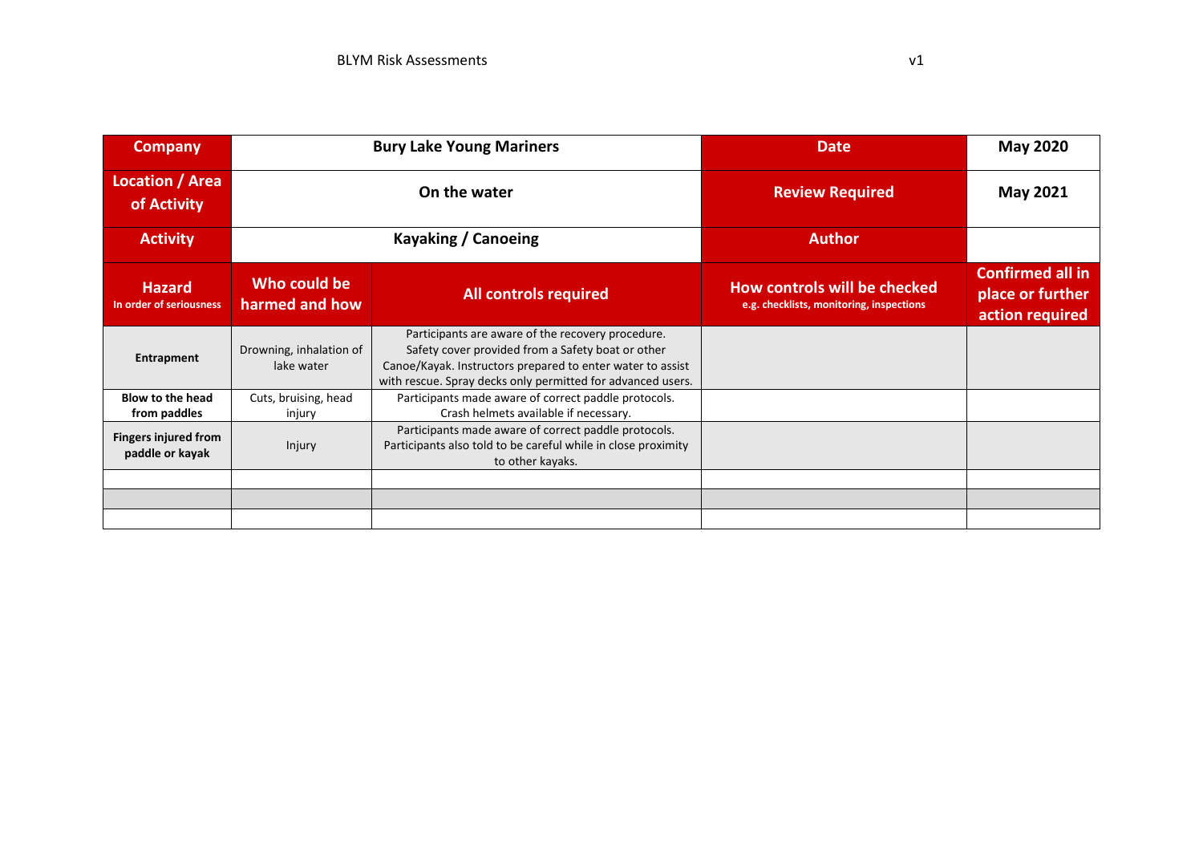| Company | Bury Lake Young Mariners | | Date | May 2020 |
|---|---|---|---|---|
| Location / Area of Activity | On the water | | Review Required | May 2021 |
| Activity | Kayaking / Canoeing | | Author | |
| **Hazard** In order of seriousness | **Who could be harmed and how** | **All controls required** | **How controls will be checked** e.g. checklists, monitoring, inspections | **Confirmed all in place or further action required** |
| **Entrapment** | Drowning, inhalation of lake water | Participants are aware of the recovery procedure. Safety cover provided from a Safety boat or other Canoe/Kayak. Instructors prepared to enter water to assist with rescue. Spray decks only permitted for advanced users. | | |
| **Blow to the head from paddles** | Cuts, bruising, head injury | Participants made aware of correct paddle protocols. Crash helmets available if necessary. | | |
| **Fingers injured from paddle or kayak** | Injury | Participants made aware of correct paddle protocols. Participants also told to be careful while in close proximity to other kayaks. | | |
| | | | | |
| | | | | |
| | | | | |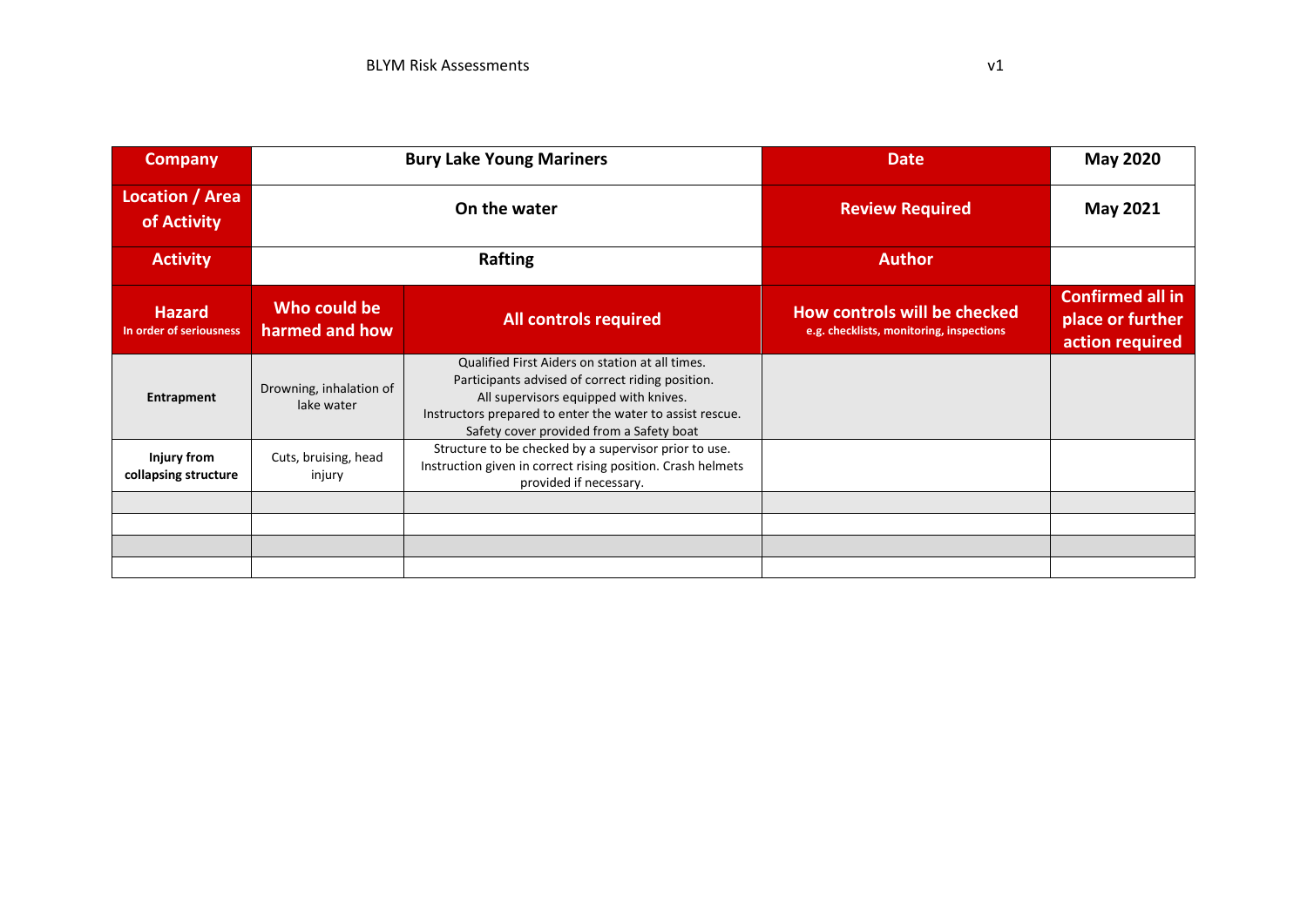| Company | Bury Lake Young Mariners | | Date | May 2020 |
|---|---|---|---|---|
| Location / Area of Activity | On the water | | Review Required | May 2021 |
| Activity | Rafting | | Author | |
| **Hazard** In order of seriousness | **Who could be harmed and how** | **All controls required** | **How controls will be checked** e.g. checklists, monitoring, inspections | **Confirmed all in place or further action required** |
| **Entrapment** | Drowning, inhalation of lake water | Qualified First Aiders on station at all times. Participants advised of correct riding position. All supervisors equipped with knives. Instructors prepared to enter the water to assist rescue. Safety cover provided from a Safety boat | | |
| **Injury from collapsing structure** | Cuts, bruising, head injury | Structure to be checked by a supervisor prior to use. Instruction given in correct rising position. Crash helmets provided if necessary. | | |
| | | | | |
| | | | | |
| | | | | |
| | | | | |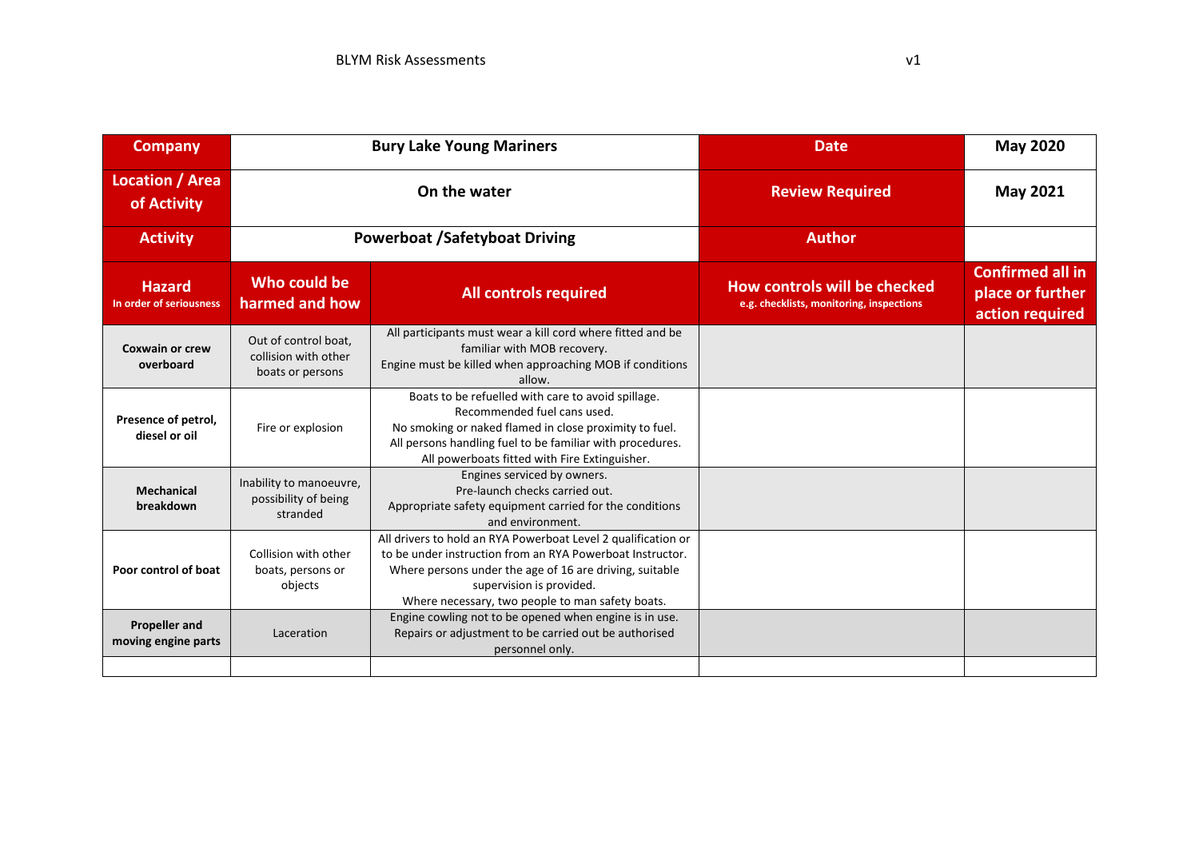| Company | Bury Lake Young Mariners | | Date | May 2020 |
|---|---|---|---|---|
| Location / Area of Activity | On the water | | Review Required | May 2021 |
| Activity | Powerboat /Safetyboat Driving | | Author | |
| **Hazard** In order of seriousness | **Who could be harmed and how** | **All controls required** | **How controls will be checked** e.g. checklists, monitoring, inspections | **Confirmed all in place or further action required** |
| **Coxwain or crew overboard** | Out of control boat, collision with other boats or persons | All participants must wear a kill cord where fitted and be familiar with MOB recovery. Engine must be killed when approaching MOB if conditions allow. | | |
| **Presence of petrol, diesel or oil** | Fire or explosion | Boats to be refuelled with care to avoid spillage. Recommended fuel cans used. No smoking or naked flamed in close proximity to fuel. All persons handling fuel to be familiar with procedures. All powerboats fitted with Fire Extinguisher. | | |
| **Mechanical breakdown** | Inability to manoeuvre, possibility of being stranded | Engines serviced by owners. Pre-launch checks carried out. Appropriate safety equipment carried for the conditions and environment. | | |
| **Poor control of boat** | Collision with other boats, persons or objects | All drivers to hold an RYA Powerboat Level 2 qualification or to be under instruction from an RYA Powerboat Instructor. Where persons under the age of 16 are driving, suitable supervision is provided. Where necessary, two people to man safety boats. | | |
| **Propeller and moving engine parts** | Laceration | Engine cowling not to be opened when engine is in use. Repairs or adjustment to be carried out be authorised personnel only. | | |
| | | | | |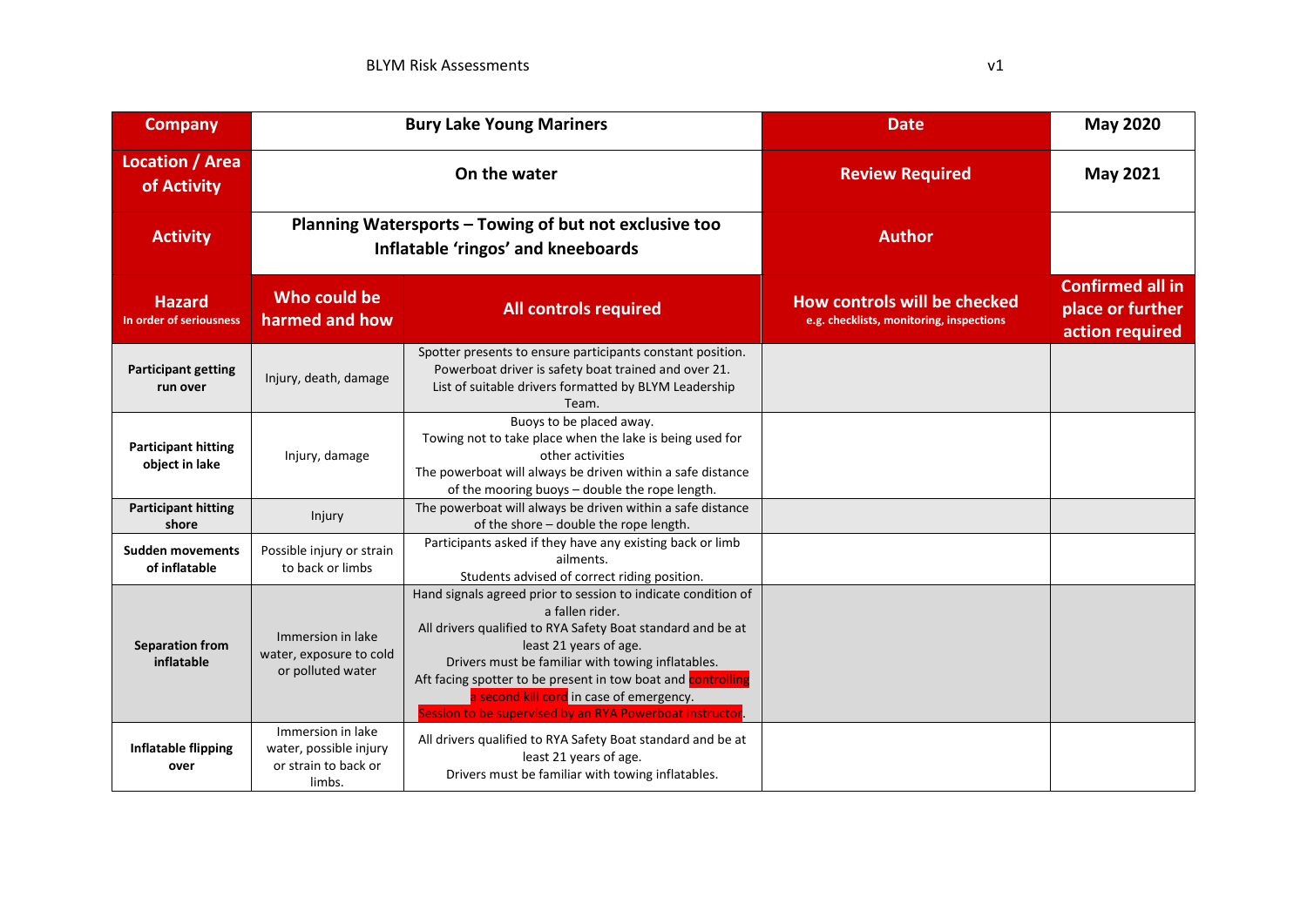| Company | Bury Lake Young Mariners | | Date | May 2020 |
|---|---|---|---|---|
| Location / Area of Activity | On the water | | Review Required | May 2021 |
| Activity | Planning Watersports – Towing of but not exclusive too Inflatable 'ringos' and kneeboards | | Author | |
| **Hazard** In order of seriousness | **Who could be harmed and how** | **All controls required** | **How controls will be checked** e.g. checklists, monitoring, inspections | **Confirmed all in place or further action required** |
| **Participant getting run over** | Injury, death, damage | Spotter presents to ensure participants constant position.<br>Powerboat driver is safety boat trained and over 21.<br>List of suitable drivers formatted by BLYM Leadership Team. | | |
| **Participant hitting object in lake** | Injury, damage | Buoys to be placed away.<br>Towing not to take place when the lake is being used for other activities<br>The powerboat will always be driven within a safe distance of the mooring buoys – double the rope length. | | |
| **Participant hitting shore** | Injury | The powerboat will always be driven within a safe distance of the shore – double the rope length. | | |
| **Sudden movements of inflatable** | Possible injury or strain to back or limbs | Participants asked if they have any existing back or limb ailments.<br>Students advised of correct riding position. | | |
| **Separation from inflatable** | Immersion in lake water, exposure to cold or polluted water | Hand signals agreed prior to session to indicate condition of a fallen rider.<br>All drivers qualified to RYA Safety Boat standard and be at least 21 years of age.<br>Drivers must be familiar with towing inflatables.<br>Aft facing spotter to be present in tow boat and controlling a second kill cord in case of emergency.<br>Session to be supervised by an RYA Powerboat Instructor. | | |
| **Inflatable flipping over** | Immersion in lake water, possible injury or strain to back or limbs. | All drivers qualified to RYA Safety Boat standard and be at least 21 years of age.<br>Drivers must be familiar with towing inflatables. | | |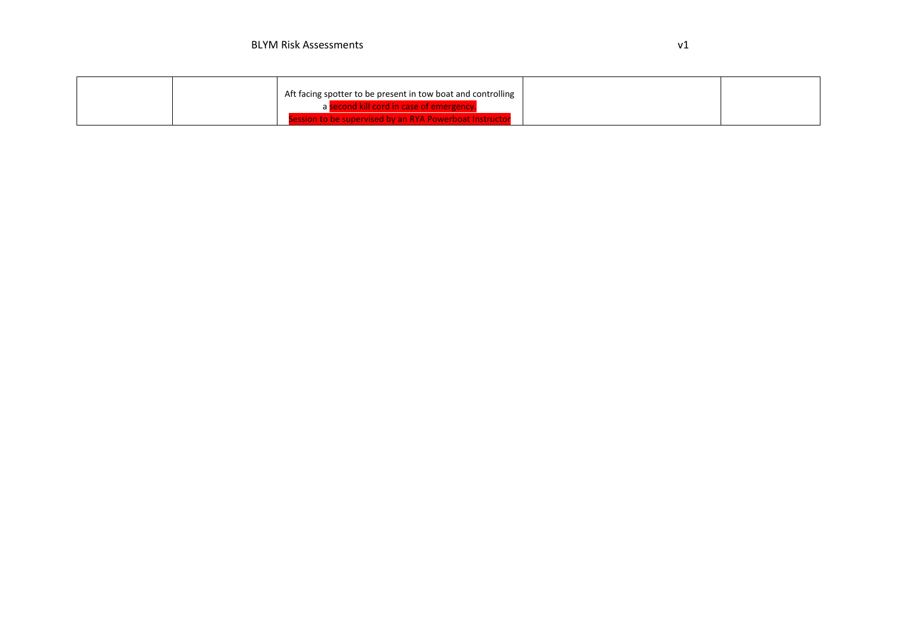|  |  |  |  |  |
| --- | --- | --- | --- | --- |
|  |  | Aft facing spotter to be present in tow boat and controlling a second kill cord in case of emergency. Session to be supervised by an RYA Powerboat Instructor |  |  |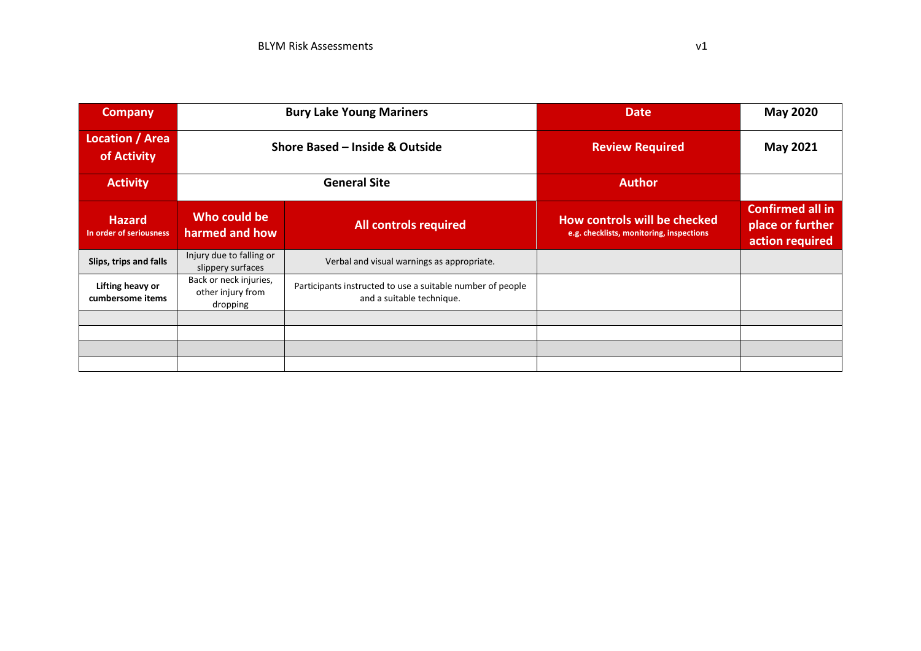| Company | Bury Lake Young Mariners | | Date | May 2020 |
|---|---|---|---|---|
| Location / Area of Activity | Shore Based – Inside & Outside | | Review Required | May 2021 |
| Activity | General Site | | Author | |
| **Hazard** In order of seriousness | **Who could be harmed and how** | **All controls required** | **How controls will be checked** e.g. checklists, monitoring, inspections | **Confirmed all in place or further action required** |
| **Slips, trips and falls** | Injury due to falling or slippery surfaces | Verbal and visual warnings as appropriate. | | |
| **Lifting heavy or cumbersome items** | Back or neck injuries, other injury from dropping | Participants instructed to use a suitable number of people and a suitable technique. | | |
| | | | | |
| | | | | |
| | | | | |
| | | | | |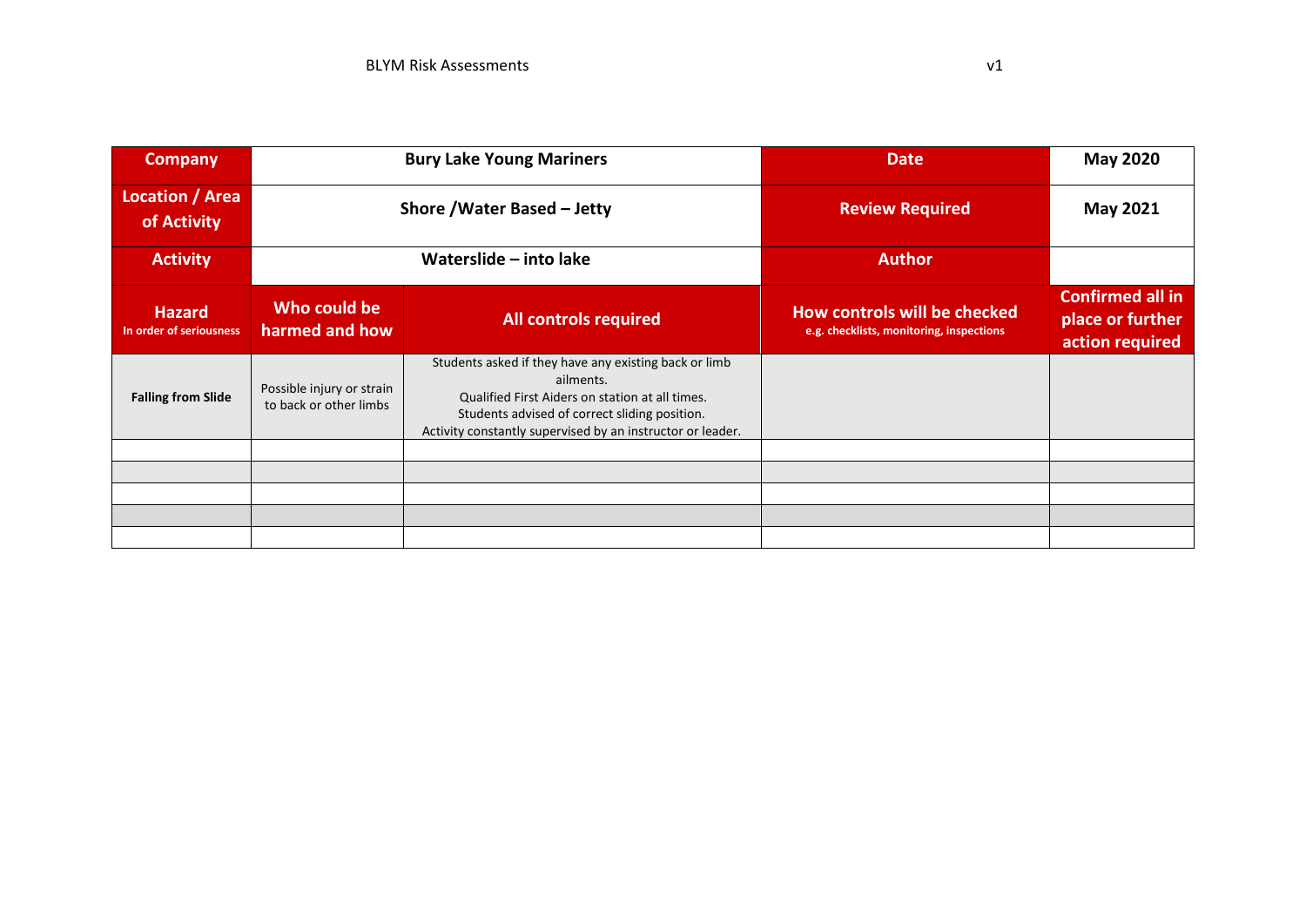| Company | Bury Lake Young Mariners | | Date | May 2020 |
|---|---|---|---|---|
| Location / Area of Activity | Shore /Water Based – Jetty | | Review Required | May 2021 |
| Activity | Waterslide – into lake | | Author | |
| **Hazard** In order of seriousness | **Who could be harmed and how** | **All controls required** | **How controls will be checked** e.g. checklists, monitoring, inspections | **Confirmed all in place or further action required** |
| **Falling from Slide** | Possible injury or strain to back or other limbs | Students asked if they have any existing back or limb ailments. Qualified First Aiders on station at all times. Students advised of correct sliding position. Activity constantly supervised by an instructor or leader. | | |
| | | | | |
| | | | | |
| | | | | |
| | | | | |
| | | | | |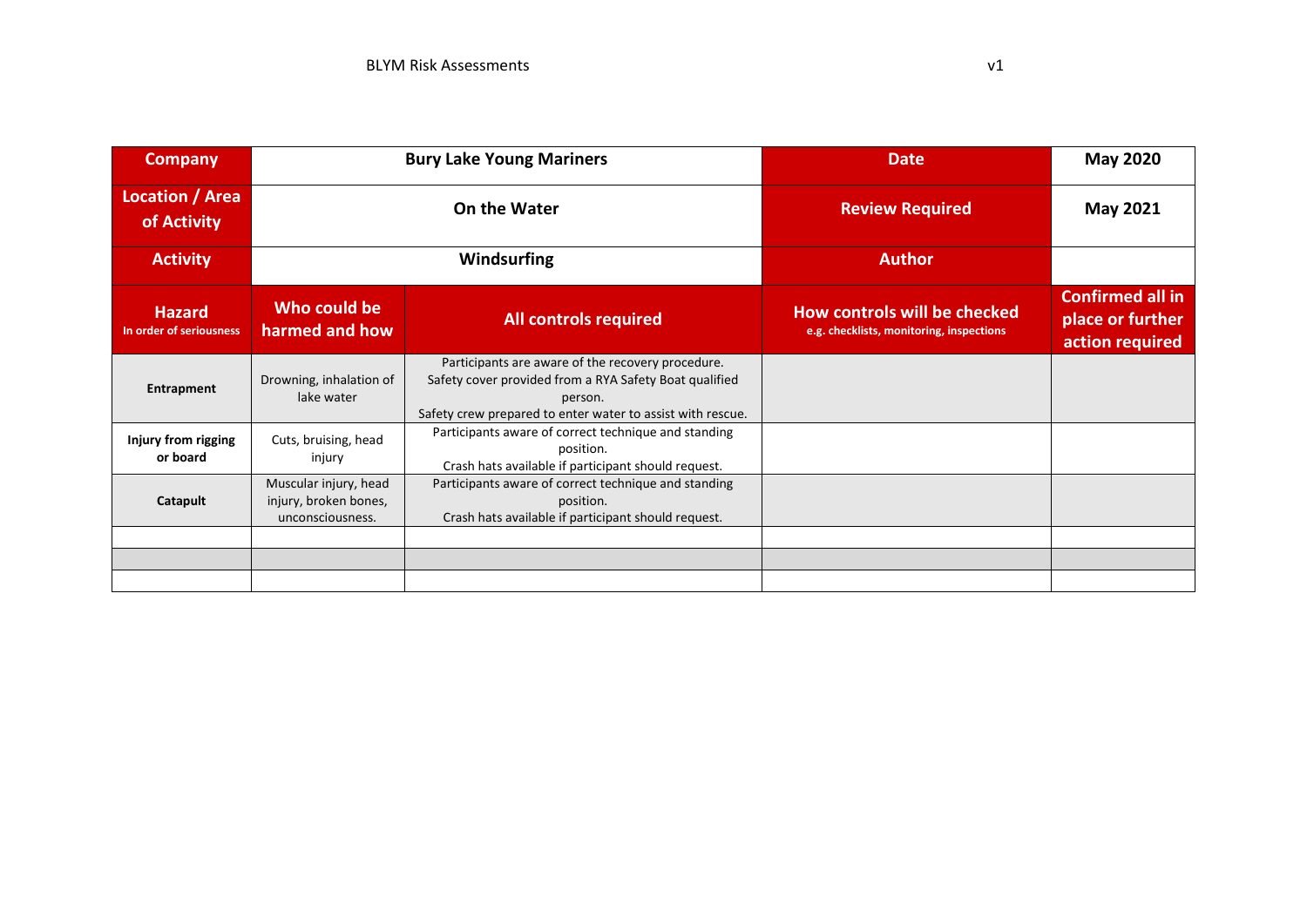| Company | Bury Lake Young Mariners | | Date | May 2020 |
|---|---|---|---|---|
| Location / Area of Activity | On the Water | | Review Required | May 2021 |
| Activity | Windsurfing | | Author | |
| **Hazard** In order of seriousness | **Who could be harmed and how** | **All controls required** | **How controls will be checked** e.g. checklists, monitoring, inspections | **Confirmed all in place or further action required** |
| **Entrapment** | Drowning, inhalation of lake water | Participants are aware of the recovery procedure. Safety cover provided from a RYA Safety Boat qualified person. Safety crew prepared to enter water to assist with rescue. | | |
| **Injury from rigging or board** | Cuts, bruising, head injury | Participants aware of correct technique and standing position. Crash hats available if participant should request. | | |
| **Catapult** | Muscular injury, head injury, broken bones, unconsciousness. | Participants aware of correct technique and standing position. Crash hats available if participant should request. | | |
| | | | | |
| | | | | |
| | | | | |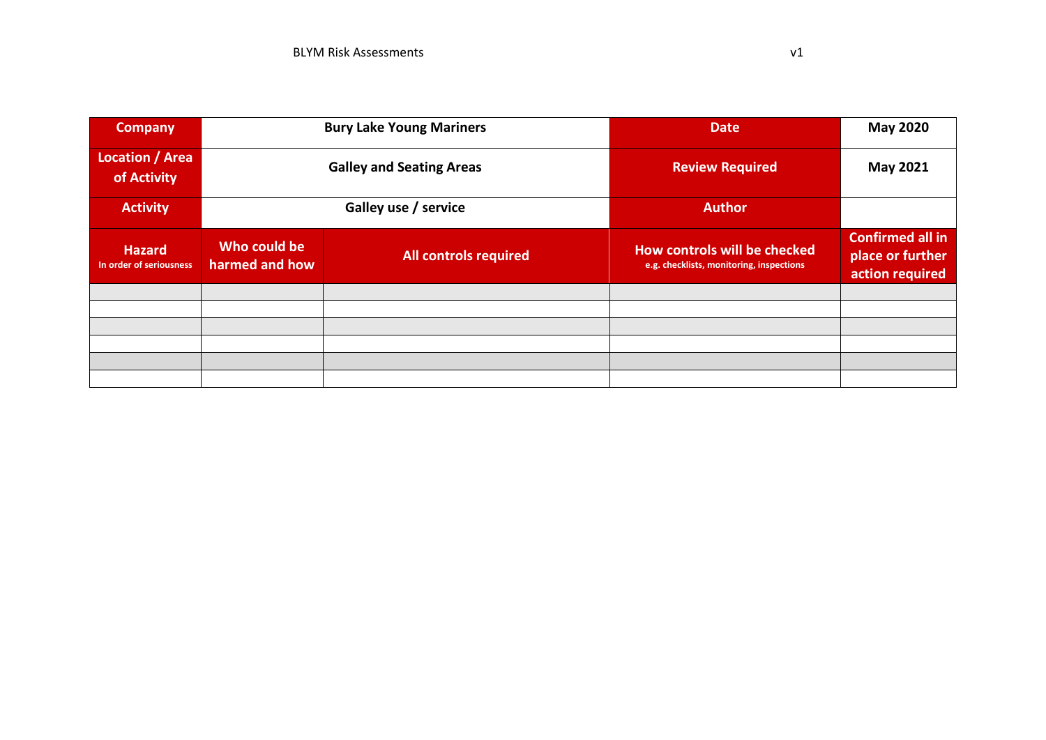| Company | Bury Lake Young Mariners | | | Date | May 2020 |
|---|---|---|---|---|---|
| Location / Area of Activity | Galley and Seating Areas | | | Review Required | May 2021 |
| Activity | Galley use / service | | | Author | |
| Hazard<br>In order of seriousness | Who could be harmed and how | All controls required | | How controls will be checked<br>e.g. checklists, monitoring, inspections | Confirmed all in place or further action required |
| | | | | | |
| | | | | | |
| | | | | | |
| | | | | | |
| | | | | | |
| | | | | | |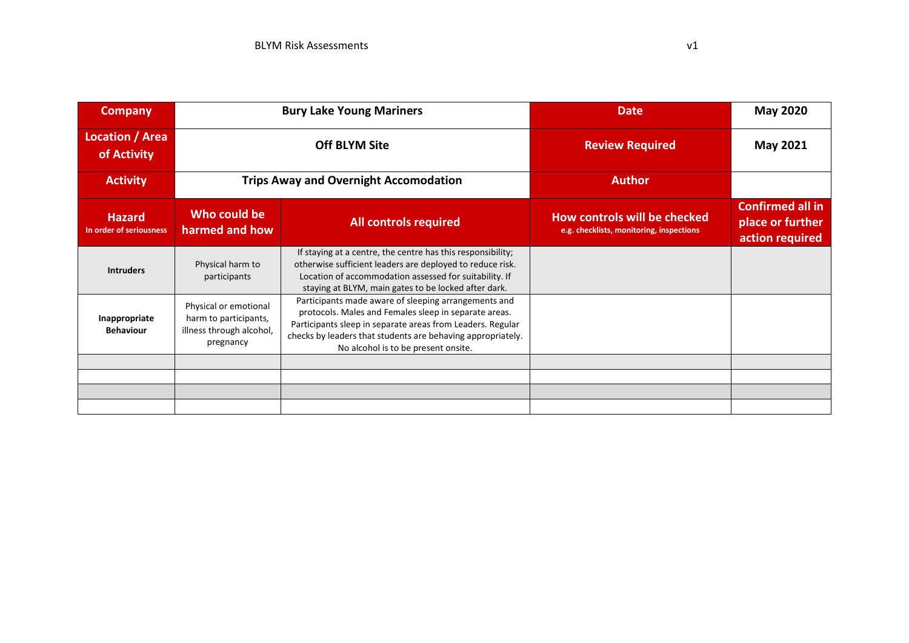| Company | Bury Lake Young Mariners | | Date | May 2020 |
|---|---|---|---|---|
| Location / Area of Activity | Off BLYM Site | | Review Required | May 2021 |
| Activity | Trips Away and Overnight Accomodation | | Author | |
| **Hazard** In order of seriousness | **Who could be harmed and how** | **All controls required** | **How controls will be checked** e.g. checklists, monitoring, inspections | **Confirmed all in place or further action required** |
| **Intruders** | Physical harm to participants | If staying at a centre, the centre has this responsibility; otherwise sufficient leaders are deployed to reduce risk. Location of accommodation assessed for suitability. If staying at BLYM, main gates to be locked after dark. | | |
| **Inappropriate Behaviour** | Physical or emotional harm to participants, illness through alcohol, pregnancy | Participants made aware of sleeping arrangements and protocols. Males and Females sleep in separate areas. Participants sleep in separate areas from Leaders. Regular checks by leaders that students are behaving appropriately. No alcohol is to be present onsite. | | |
| | | | | |
| | | | | |
| | | | | |
| | | | | |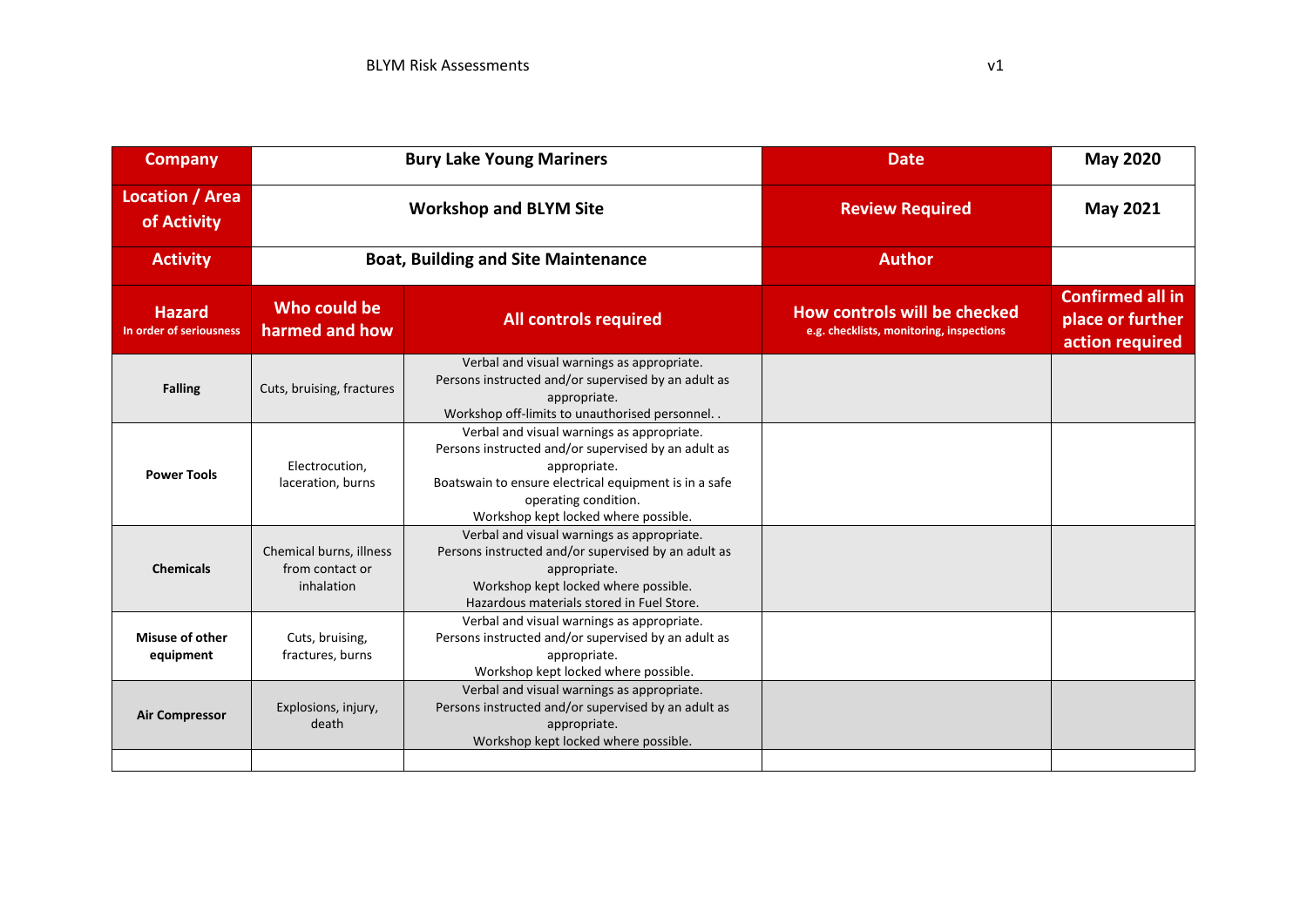| Company | Bury Lake Young Mariners | | Date | May 2020 |
|---|---|---|---|---|
| Location / Area of Activity | Workshop and BLYM Site | | Review Required | May 2021 |
| Activity | Boat, Building and Site Maintenance | | Author | |
| **Hazard** In order of seriousness | **Who could be harmed and how** | **All controls required** | **How controls will be checked** e.g. checklists, monitoring, inspections | **Confirmed all in place or further action required** |
| **Falling** | Cuts, bruising, fractures | Verbal and visual warnings as appropriate. Persons instructed and/or supervised by an adult as appropriate. Workshop off-limits to unauthorised personnel. . | | |
| **Power Tools** | Electrocution, laceration, burns | Verbal and visual warnings as appropriate. Persons instructed and/or supervised by an adult as appropriate. Boatswain to ensure electrical equipment is in a safe operating condition. Workshop kept locked where possible. | | |
| **Chemicals** | Chemical burns, illness from contact or inhalation | Verbal and visual warnings as appropriate. Persons instructed and/or supervised by an adult as appropriate. Workshop kept locked where possible. Hazardous materials stored in Fuel Store. | | |
| **Misuse of other equipment** | Cuts, bruising, fractures, burns | Verbal and visual warnings as appropriate. Persons instructed and/or supervised by an adult as appropriate. Workshop kept locked where possible. | | |
| **Air Compressor** | Explosions, injury, death | Verbal and visual warnings as appropriate. Persons instructed and/or supervised by an adult as appropriate. Workshop kept locked where possible. | | |
| | | | | |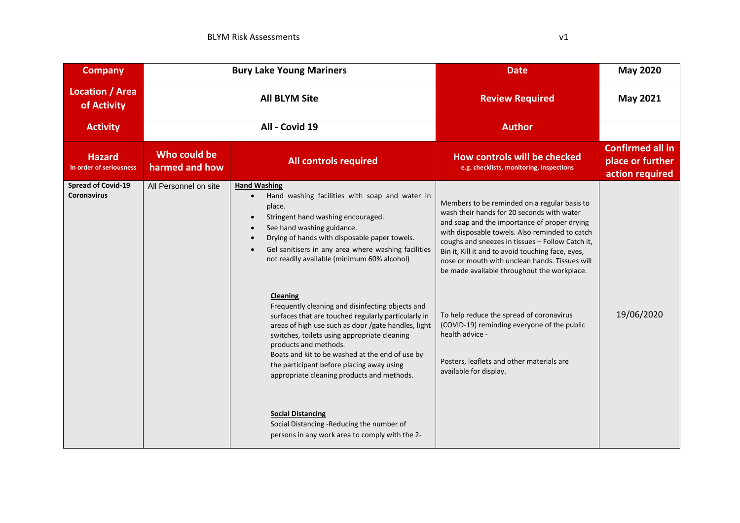| Company | Bury Lake Young Mariners | | Date | May 2020 |
|---|---|---|---|---|
| Location / Area of Activity | All BLYM Site | | Review Required | May 2021 |
| Activity | All - Covid 19 | | Author | |
| **Hazard** In order of seriousness | **Who could be harmed and how** | **All controls required** | **How controls will be checked** e.g. checklists, monitoring, inspections | **Confirmed all in place or further action required** |
| **Spread of Covid-19 Coronavirus** | All Personnel on site | **Hand Washing**<br>• Hand washing facilities with soap and water in place.<br>• Stringent hand washing encouraged.<br>• See hand washing guidance.<br>• Drying of hands with disposable paper towels.<br>• Gel sanitisers in any area where washing facilities not readily available (minimum 60% alcohol)<br><br>**Cleaning**<br>Frequently cleaning and disinfecting objects and surfaces that are touched regularly particularly in areas of high use such as door /gate handles, light switches, toilets using appropriate cleaning products and methods.<br>Boats and kit to be washed at the end of use by the participant before placing away using appropriate cleaning products and methods.<br><br>**Social Distancing**<br>Social Distancing -Reducing the number of persons in any work area to comply with the 2- | Members to be reminded on a regular basis to wash their hands for 20 seconds with water and soap and the importance of proper drying with disposable towels. Also reminded to catch coughs and sneezes in tissues – Follow Catch it, Bin it, Kill it and to avoid touching face, eyes, nose or mouth with unclean hands. Tissues will be made available throughout the workplace.<br><br>To help reduce the spread of coronavirus (COVID-19) reminding everyone of the public health advice -<br><br>Posters, leaflets and other materials are available for display. | 19/06/2020 |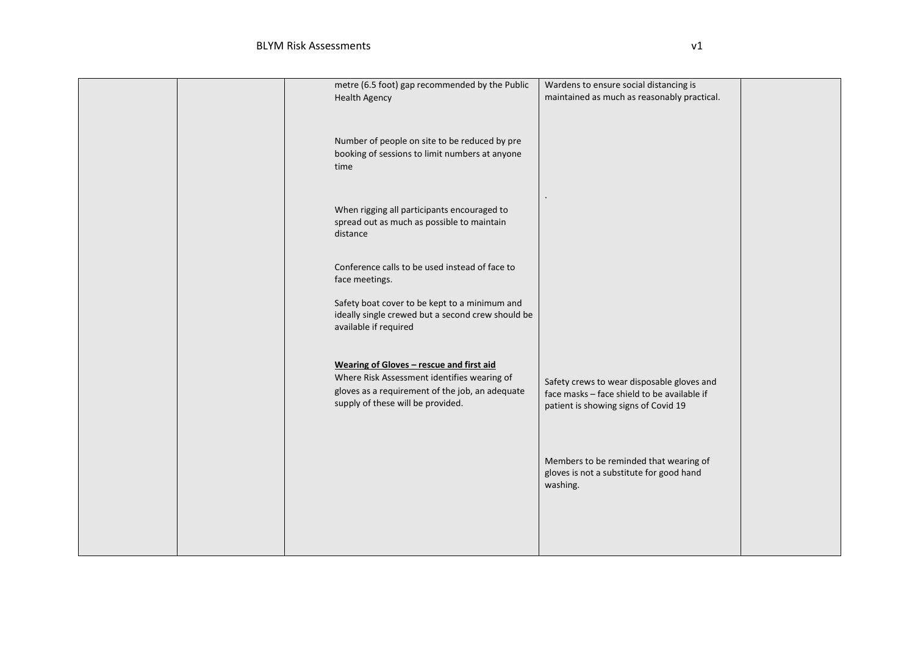| | | | | |
|---|---|---|---|---|
| | | metre (6.5 foot) gap recommended by the Public Health Agency<br><br>Number of people on site to be reduced by pre booking of sessions to limit numbers at anyone time<br><br>When rigging all participants encouraged to spread out as much as possible to maintain distance<br><br>Conference calls to be used instead of face to face meetings.<br><br>Safety boat cover to be kept to a minimum and ideally single crewed but a second crew should be available if required<br><br>**<u>Wearing of Gloves – rescue and first aid</u>**<br>Where Risk Assessment identifies wearing of gloves as a requirement of the job, an adequate supply of these will be provided. | Wardens to ensure social distancing is maintained as much as reasonably practical.<br><br>.<br><br>Safety crews to wear disposable gloves and face masks – face shield to be available if patient is showing signs of Covid 19<br><br>Members to be reminded that wearing of gloves is not a substitute for good hand washing. | |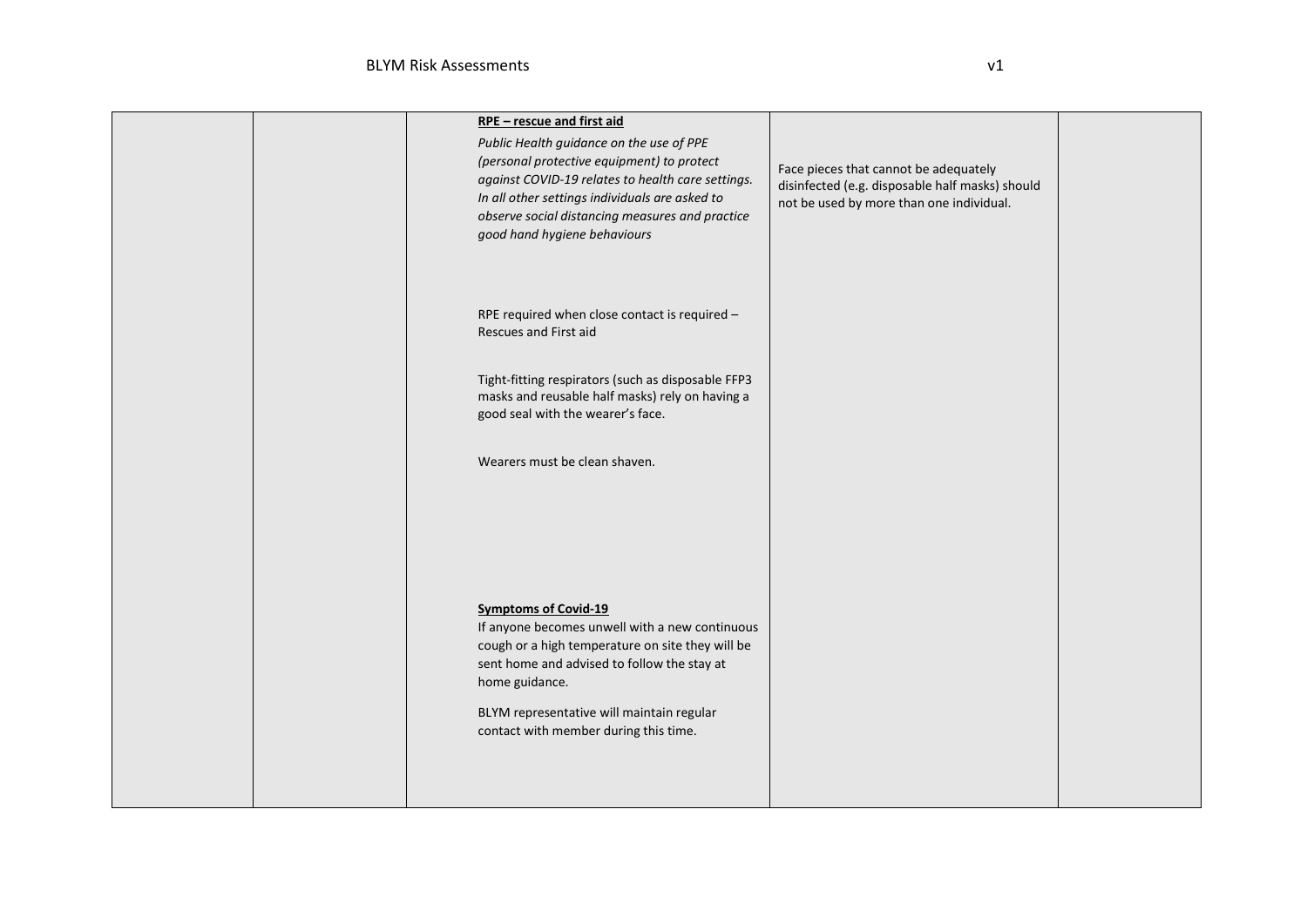| | | | | |
|---|---|---|---|---|
| | | **RPE – rescue and first aid**<br>*Public Health guidance on the use of PPE (personal protective equipment) to protect against COVID-19 relates to health care settings. In all other settings individuals are asked to observe social distancing measures and practice good hand hygiene behaviours*<br><br>RPE required when close contact is required – Rescues and First aid<br><br>Tight-fitting respirators (such as disposable FFP3 masks and reusable half masks) rely on having a good seal with the wearer's face.<br><br>Wearers must be clean shaven.<br><br>**Symptoms of Covid-19**<br>If anyone becomes unwell with a new continuous cough or a high temperature on site they will be sent home and advised to follow the stay at home guidance.<br><br>BLYM representative will maintain regular contact with member during this time. | Face pieces that cannot be adequately disinfected (e.g. disposable half masks) should not be used by more than one individual. | |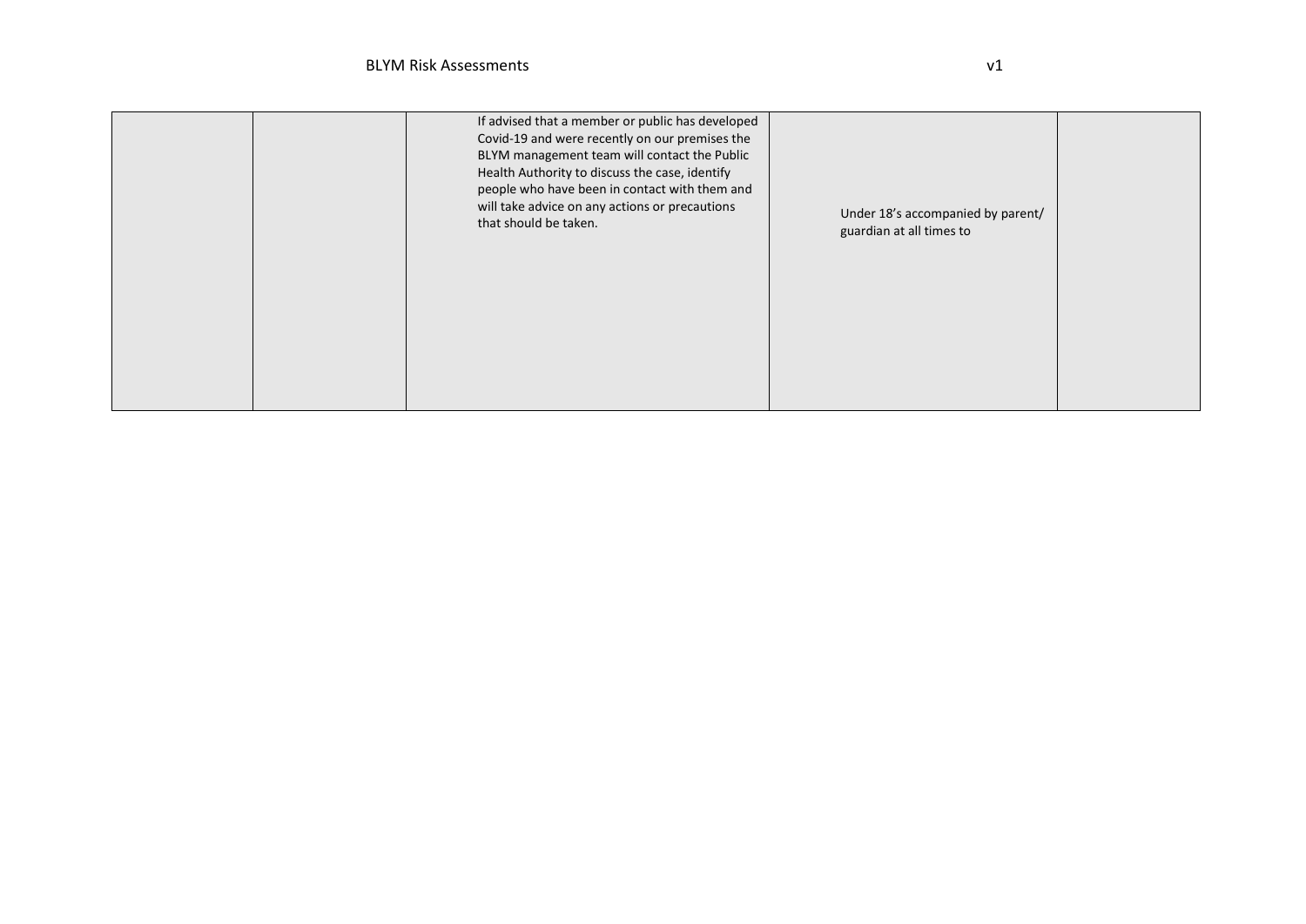| | | | | |
|---|---|---|---|---|
| | | If advised that a member or public has developed Covid-19 and were recently on our premises the BLYM management team will contact the Public Health Authority to discuss the case, identify people who have been in contact with them and will take advice on any actions or precautions that should be taken. | Under 18's accompanied by parent/ guardian at all times to | |